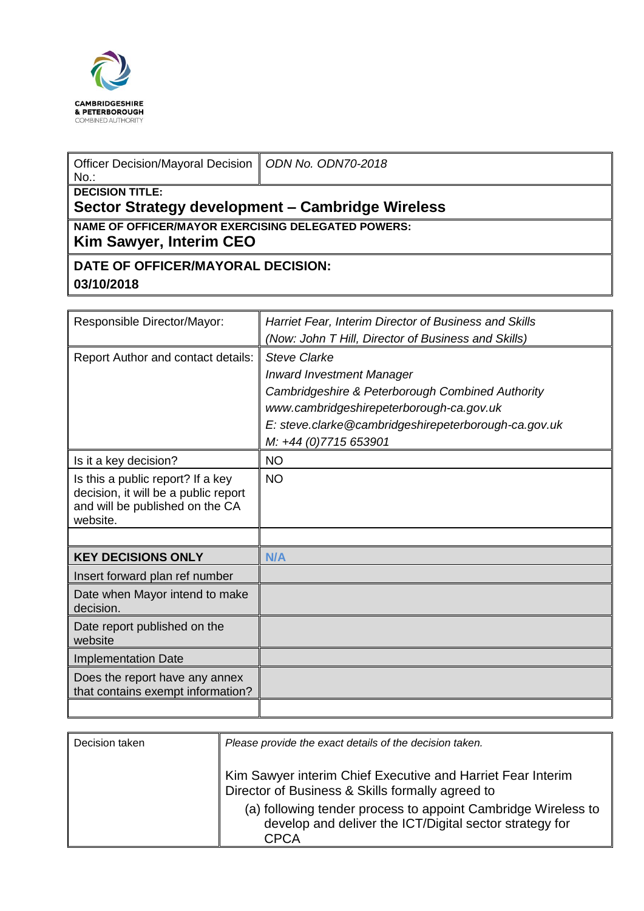CAMBRIDGESHIRE
& PETERBOROUGH
COMBINED AUTHORITY

| Officer Decision/Mayoral Decision No.: | *ODN No. ODN70-2018* |
|---|---|
| **DECISION TITLE:** **Sector Strategy development – Cambridge Wireless** | |
| **NAME OF OFFICER/MAYOR EXERCISING DELEGATED POWERS:** **Kim Sawyer, Interim CEO** | |
| **DATE OF OFFICER/MAYORAL DECISION:** **03/10/2018** | |

| Responsible Director/Mayor: | *Harriet Fear, Interim Director of Business and Skills* *(Now: John T Hill, Director of Business and Skills)* |
|---|---|
| Report Author and contact details: | *Steve Clarke* *Inward Investment Manager* *Cambridgeshire & Peterborough Combined Authority* *www.cambridgeshirepeterborough-ca.gov.uk* *E: steve.clarke@cambridgeshirepeterborough-ca.gov.uk* *M: +44 (0)7715 653901* |
| Is it a key decision? | NO |
| Is this a public report? If a key decision, it will be a public report and will be published on the CA website. | NO |
| | |
| **KEY DECISIONS ONLY** | **N/A** |
| Insert forward plan ref number | |
| Date when Mayor intend to make decision. | |
| Date report published on the website | |
| Implementation Date | |
| Does the report have any annex that contains exempt information? | |
| | |

| Decision taken | *Please provide the exact details of the decision taken.* Kim Sawyer interim Chief Executive and Harriet Fear Interim Director of Business & Skills formally agreed to (a) following tender process to appoint Cambridge Wireless to develop and deliver the ICT/Digital sector strategy for CPCA |
|---|---|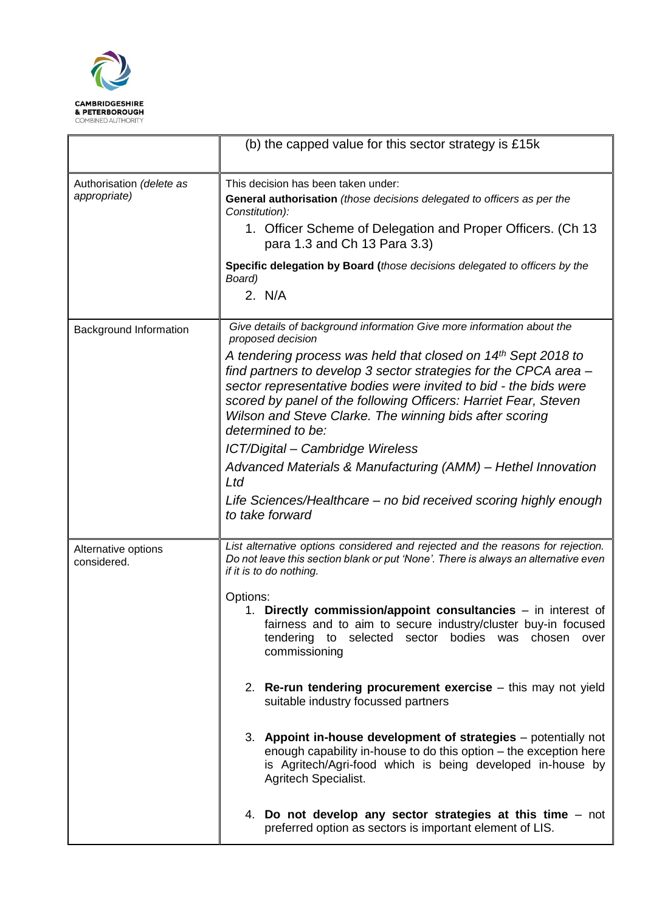| | |
|---|---|
| | (b) the capped value for this sector strategy is £15k |
| Authorisation *(delete as appropriate)* | This decision has been taken under:<br>**General authorisation** *(those decisions delegated to officers as per the Constitution):*<br>1. Officer Scheme of Delegation and Proper Officers. (Ch 13 para 1.3 and Ch 13 Para 3.3)<br>**Specific delegation by Board (***those decisions delegated to officers by the Board)*<br>2. N/A |
| Background Information | *Give details of background information Give more information about the proposed decision*<br>*A tendering process was held that closed on 14th Sept 2018 to find partners to develop 3 sector strategies for the CPCA area – sector representative bodies were invited to bid - the bids were scored by panel of the following Officers: Harriet Fear, Steven Wilson and Steve Clarke. The winning bids after scoring determined to be:*<br>*ICT/Digital – Cambridge Wireless*<br>*Advanced Materials & Manufacturing (AMM) – Hethel Innovation Ltd*<br>*Life Sciences/Healthcare – no bid received scoring highly enough to take forward* |
| Alternative options considered. | *List alternative options considered and rejected and the reasons for rejection. Do not leave this section blank or put 'None'. There is always an alternative even if it is to do nothing.*<br>Options:<br>1. **Directly commission/appoint consultancies** – in interest of fairness and to aim to secure industry/cluster buy-in focused tendering to selected sector bodies was chosen over commissioning<br>2. **Re-run tendering procurement exercise** – this may not yield suitable industry focussed partners<br>3. **Appoint in-house development of strategies** – potentially not enough capability in-house to do this option – the exception here is Agritech/Agri-food which is being developed in-house by Agritech Specialist.<br>4. **Do not develop any sector strategies at this time** – not preferred option as sectors is important element of LIS. |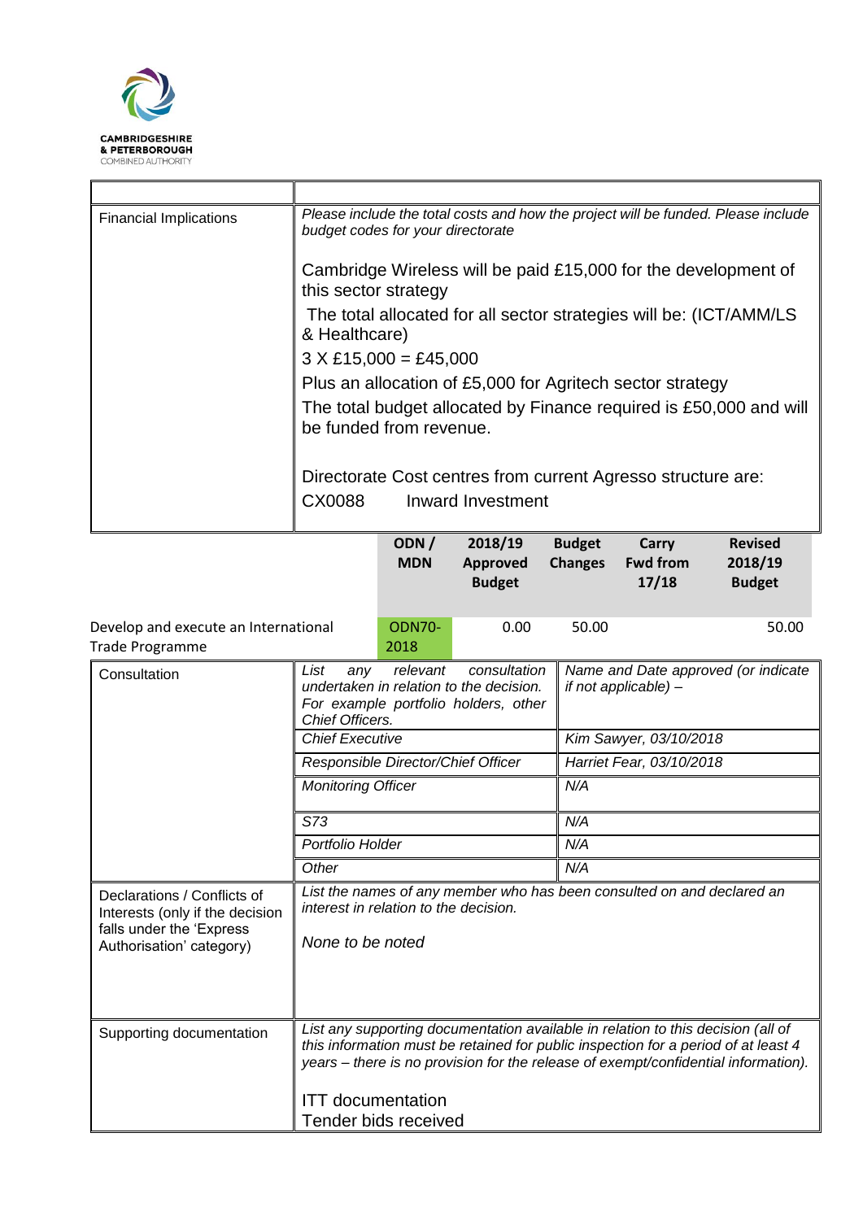| | |
|---|---|
| Financial Implications | *Please include the total costs and how the project will be funded. Please include budget codes for your directorate*<br><br>Cambridge Wireless will be paid £15,000 for the development of this sector strategy<br>The total allocated for all sector strategies will be: (ICT/AMM/LS & Healthcare)<br>3 X £15,000 = £45,000<br>Plus an allocation of £5,000 for Agritech sector strategy<br>The total budget allocated by Finance required is £50,000 and will be funded from revenue.<br><br>Directorate Cost centres from current Agresso structure are:<br>CX0088 Inward Investment |

| | ODN / MDN | 2018/19 Approved Budget | Budget Changes | Carry Fwd from 17/18 | Revised 2018/19 Budget |
|---|---|---|---|---|---|
| Develop and execute an International Trade Programme | ODN70-2018 | 0.00 | 50.00 | | 50.00 |

| | | |
|---|---|---|
| Consultation | *List any relevant consultation undertaken in relation to the decision. For example portfolio holders, other Chief Officers.* | *Name and Date approved (or indicate if not applicable) –* |
| | *Chief Executive* | *Kim Sawyer, 03/10/2018* |
| | *Responsible Director/Chief Officer* | *Harriet Fear, 03/10/2018* |
| | *Monitoring Officer* | *N/A* |
| | *S73* | *N/A* |
| | *Portfolio Holder* | *N/A* |
| | *Other* | *N/A* |
| Declarations / Conflicts of Interests (only if the decision falls under the 'Express Authorisation' category) | *List the names of any member who has been consulted on and declared an interest in relation to the decision.*<br><br>*None to be noted* | |
| Supporting documentation | *List any supporting documentation available in relation to this decision (all of this information must be retained for public inspection for a period of at least 4 years – there is no provision for the release of exempt/confidential information).*<br><br>ITT documentation<br>Tender bids received | |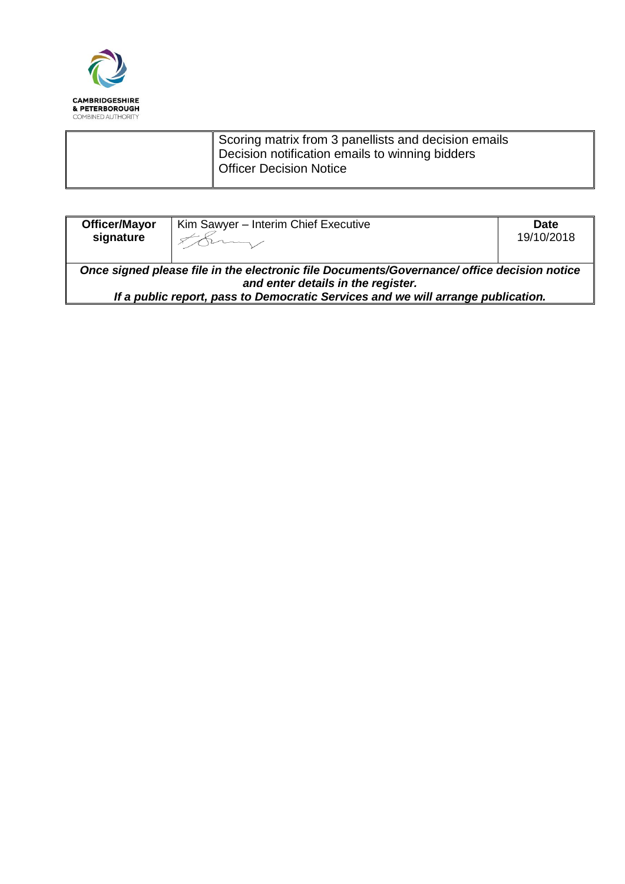CAMBRIDGESHIRE
& PETERBOROUGH
COMBINED AUTHORITY

| | |
|---|---|
| | Scoring matrix from 3 panellists and decision emails<br>Decision notification emails to winning bidders<br>Officer Decision Notice |

| | | |
|---|---|---|
| **Officer/Mayor signature** | Kim Sawyer – Interim Chief Executive | **Date**<br>19/10/2018 |
| ***Once signed please file in the electronic file Documents/Governance/ office decision notice and enter details in the register.***<br>***If a public report, pass to Democratic Services and we will arrange publication.*** | | |